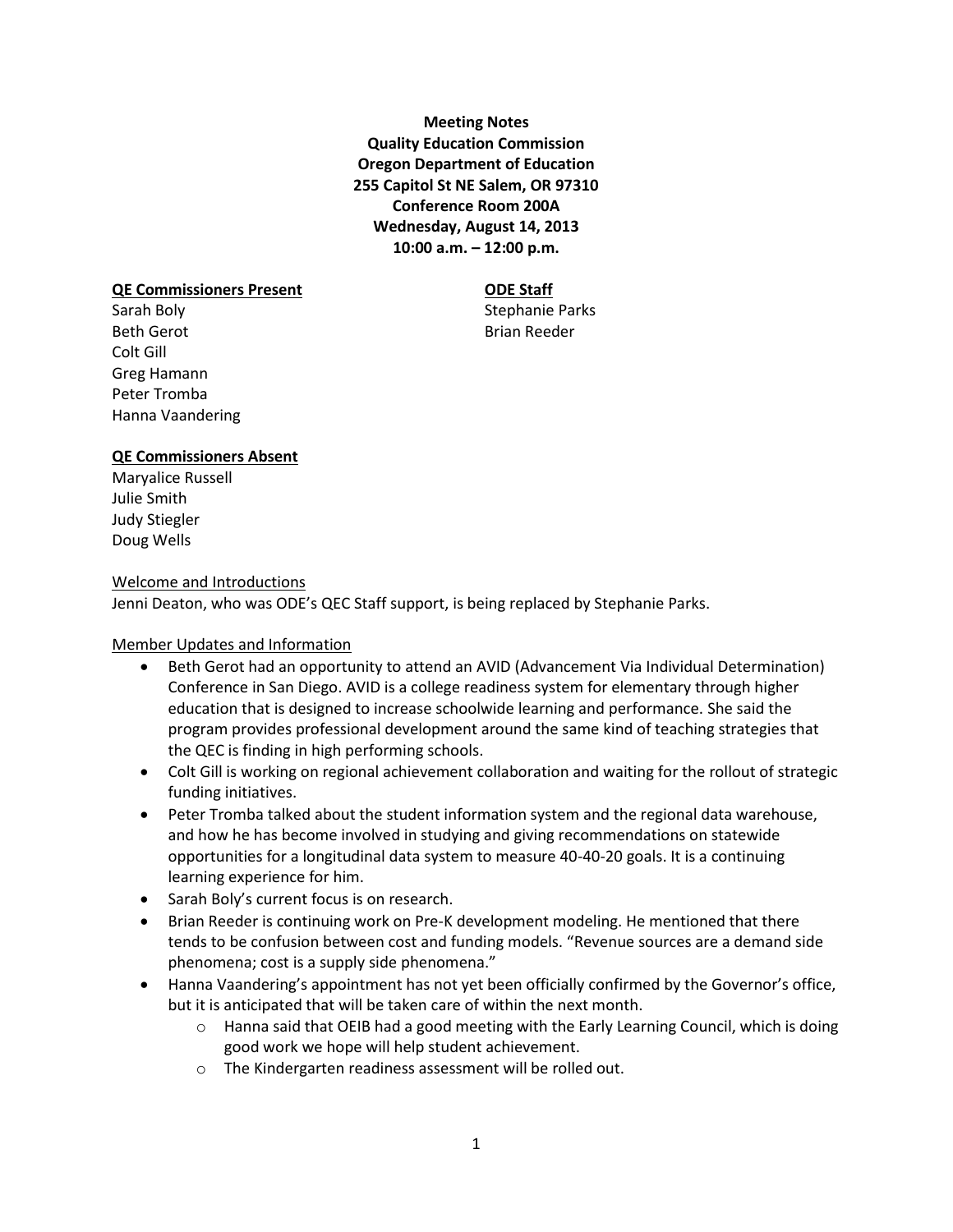**Meeting Notes**
**Quality Education Commission**
**Oregon Department of Education**
**255 Capitol St NE Salem, OR 97310**
**Conference Room 200A**
**Wednesday, August 14, 2013**
**10:00 a.m. – 12:00 p.m.**

**QE Commissioners Present**

Sarah Boly
Beth Gerot
Colt Gill
Greg Hamann
Peter Tromba
Hanna Vaandering

**ODE Staff**

Stephanie Parks
Brian Reeder

**QE Commissioners Absent**

Maryalice Russell
Julie Smith
Judy Stiegler
Doug Wells

Welcome and Introductions

Jenni Deaton, who was ODE's QEC Staff support, is being replaced by Stephanie Parks.

Member Updates and Information

- Beth Gerot had an opportunity to attend an AVID (Advancement Via Individual Determination) Conference in San Diego. AVID is a college readiness system for elementary through higher education that is designed to increase schoolwide learning and performance. She said the program provides professional development around the same kind of teaching strategies that the QEC is finding in high performing schools.
- Colt Gill is working on regional achievement collaboration and waiting for the rollout of strategic funding initiatives.
- Peter Tromba talked about the student information system and the regional data warehouse, and how he has become involved in studying and giving recommendations on statewide opportunities for a longitudinal data system to measure 40-40-20 goals. It is a continuing learning experience for him.
- Sarah Boly's current focus is on research.
- Brian Reeder is continuing work on Pre-K development modeling. He mentioned that there tends to be confusion between cost and funding models. "Revenue sources are a demand side phenomena; cost is a supply side phenomena."
- Hanna Vaandering's appointment has not yet been officially confirmed by the Governor's office, but it is anticipated that will be taken care of within the next month.
    - Hanna said that OEIB had a good meeting with the Early Learning Council, which is doing good work we hope will help student achievement.
    - The Kindergarten readiness assessment will be rolled out.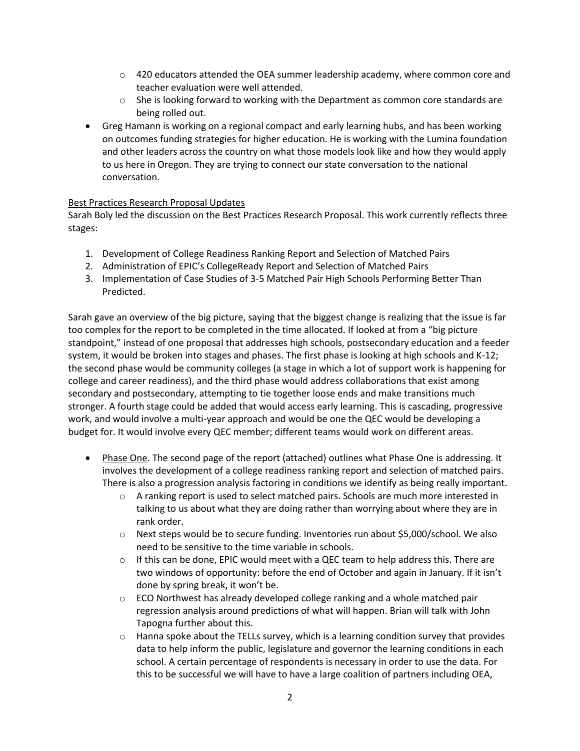- 420 educators attended the OEA summer leadership academy, where common core and teacher evaluation were well attended.
  - She is looking forward to working with the Department as common core standards are being rolled out.
- Greg Hamann is working on a regional compact and early learning hubs, and has been working on outcomes funding strategies for higher education. He is working with the Lumina foundation and other leaders across the country on what those models look like and how they would apply to us here in Oregon. They are trying to connect our state conversation to the national conversation.

Best Practices Research Proposal Updates

Sarah Boly led the discussion on the Best Practices Research Proposal. This work currently reflects three stages:

1. Development of College Readiness Ranking Report and Selection of Matched Pairs
2. Administration of EPIC's CollegeReady Report and Selection of Matched Pairs
3. Implementation of Case Studies of 3-5 Matched Pair High Schools Performing Better Than Predicted.

Sarah gave an overview of the big picture, saying that the biggest change is realizing that the issue is far too complex for the report to be completed in the time allocated. If looked at from a "big picture standpoint," instead of one proposal that addresses high schools, postsecondary education and a feeder system, it would be broken into stages and phases. The first phase is looking at high schools and K-12; the second phase would be community colleges (a stage in which a lot of support work is happening for college and career readiness), and the third phase would address collaborations that exist among secondary and postsecondary, attempting to tie together loose ends and make transitions much stronger. A fourth stage could be added that would access early learning. This is cascading, progressive work, and would involve a multi-year approach and would be one the QEC would be developing a budget for. It would involve every QEC member; different teams would work on different areas.

- Phase One. The second page of the report (attached) outlines what Phase One is addressing. It involves the development of a college readiness ranking report and selection of matched pairs. There is also a progression analysis factoring in conditions we identify as being really important.
  - A ranking report is used to select matched pairs. Schools are much more interested in talking to us about what they are doing rather than worrying about where they are in rank order.
  - Next steps would be to secure funding. Inventories run about $5,000/school. We also need to be sensitive to the time variable in schools.
  - If this can be done, EPIC would meet with a QEC team to help address this. There are two windows of opportunity: before the end of October and again in January. If it isn't done by spring break, it won't be.
  - ECO Northwest has already developed college ranking and a whole matched pair regression analysis around predictions of what will happen. Brian will talk with John Tapogna further about this.
  - Hanna spoke about the TELLs survey, which is a learning condition survey that provides data to help inform the public, legislature and governor the learning conditions in each school. A certain percentage of respondents is necessary in order to use the data. For this to be successful we will have to have a large coalition of partners including OEA,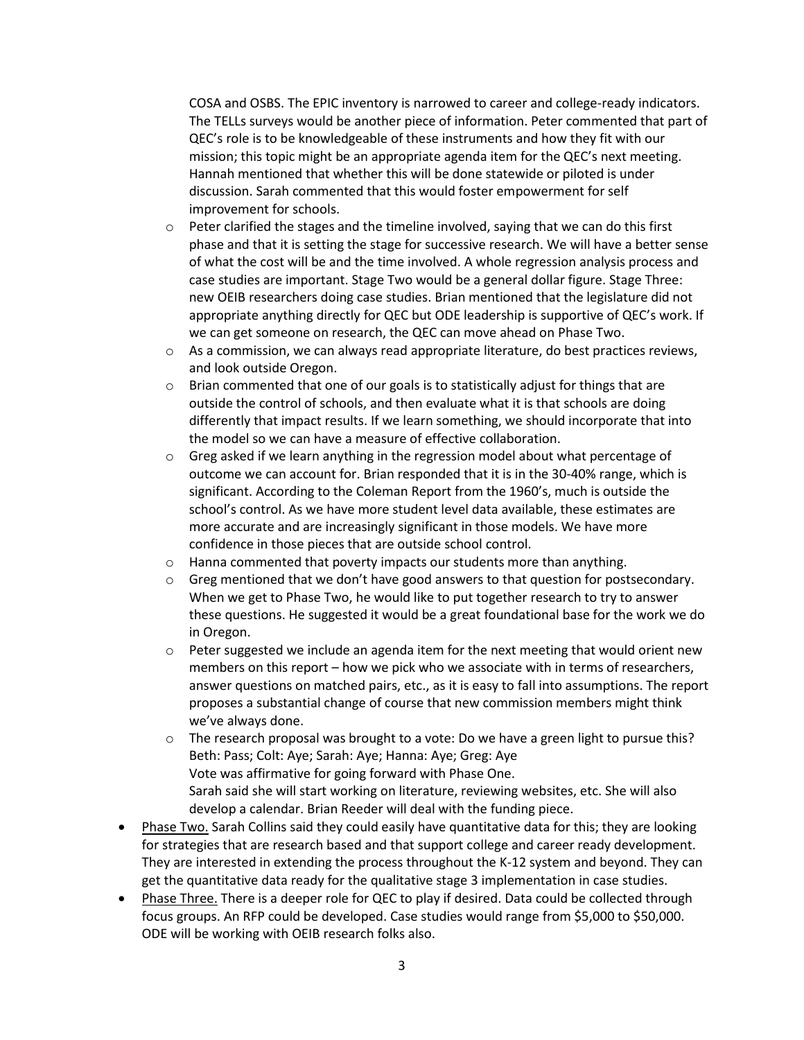COSA and OSBS. The EPIC inventory is narrowed to career and college-ready indicators. The TELLs surveys would be another piece of information. Peter commented that part of QEC's role is to be knowledgeable of these instruments and how they fit with our mission; this topic might be an appropriate agenda item for the QEC's next meeting. Hannah mentioned that whether this will be done statewide or piloted is under discussion. Sarah commented that this would foster empowerment for self improvement for schools.

    - Peter clarified the stages and the timeline involved, saying that we can do this first phase and that it is setting the stage for successive research. We will have a better sense of what the cost will be and the time involved. A whole regression analysis process and case studies are important. Stage Two would be a general dollar figure. Stage Three: new OEIB researchers doing case studies. Brian mentioned that the legislature did not appropriate anything directly for QEC but ODE leadership is supportive of QEC's work. If we can get someone on research, the QEC can move ahead on Phase Two.
    - As a commission, we can always read appropriate literature, do best practices reviews, and look outside Oregon.
    - Brian commented that one of our goals is to statistically adjust for things that are outside the control of schools, and then evaluate what it is that schools are doing differently that impact results. If we learn something, we should incorporate that into the model so we can have a measure of effective collaboration.
    - Greg asked if we learn anything in the regression model about what percentage of outcome we can account for. Brian responded that it is in the 30-40% range, which is significant. According to the Coleman Report from the 1960's, much is outside the school's control. As we have more student level data available, these estimates are more accurate and are increasingly significant in those models. We have more confidence in those pieces that are outside school control.
    - Hanna commented that poverty impacts our students more than anything.
    - Greg mentioned that we don't have good answers to that question for postsecondary. When we get to Phase Two, he would like to put together research to try to answer these questions. He suggested it would be a great foundational base for the work we do in Oregon.
    - Peter suggested we include an agenda item for the next meeting that would orient new members on this report – how we pick who we associate with in terms of researchers, answer questions on matched pairs, etc., as it is easy to fall into assumptions. The report proposes a substantial change of course that new commission members might think we've always done.
    - The research proposal was brought to a vote: Do we have a green light to pursue this?  
      Beth: Pass; Colt: Aye; Sarah: Aye; Hanna: Aye; Greg: Aye  
      Vote was affirmative for going forward with Phase One.  
      Sarah said she will start working on literature, reviewing websites, etc. She will also develop a calendar. Brian Reeder will deal with the funding piece.

- <u>Phase Two.</u> Sarah Collins said they could easily have quantitative data for this; they are looking for strategies that are research based and that support college and career ready development. They are interested in extending the process throughout the K-12 system and beyond. They can get the quantitative data ready for the qualitative stage 3 implementation in case studies.
- <u>Phase Three.</u> There is a deeper role for QEC to play if desired. Data could be collected through focus groups. An RFP could be developed. Case studies would range from $5,000 to $50,000. ODE will be working with OEIB research folks also.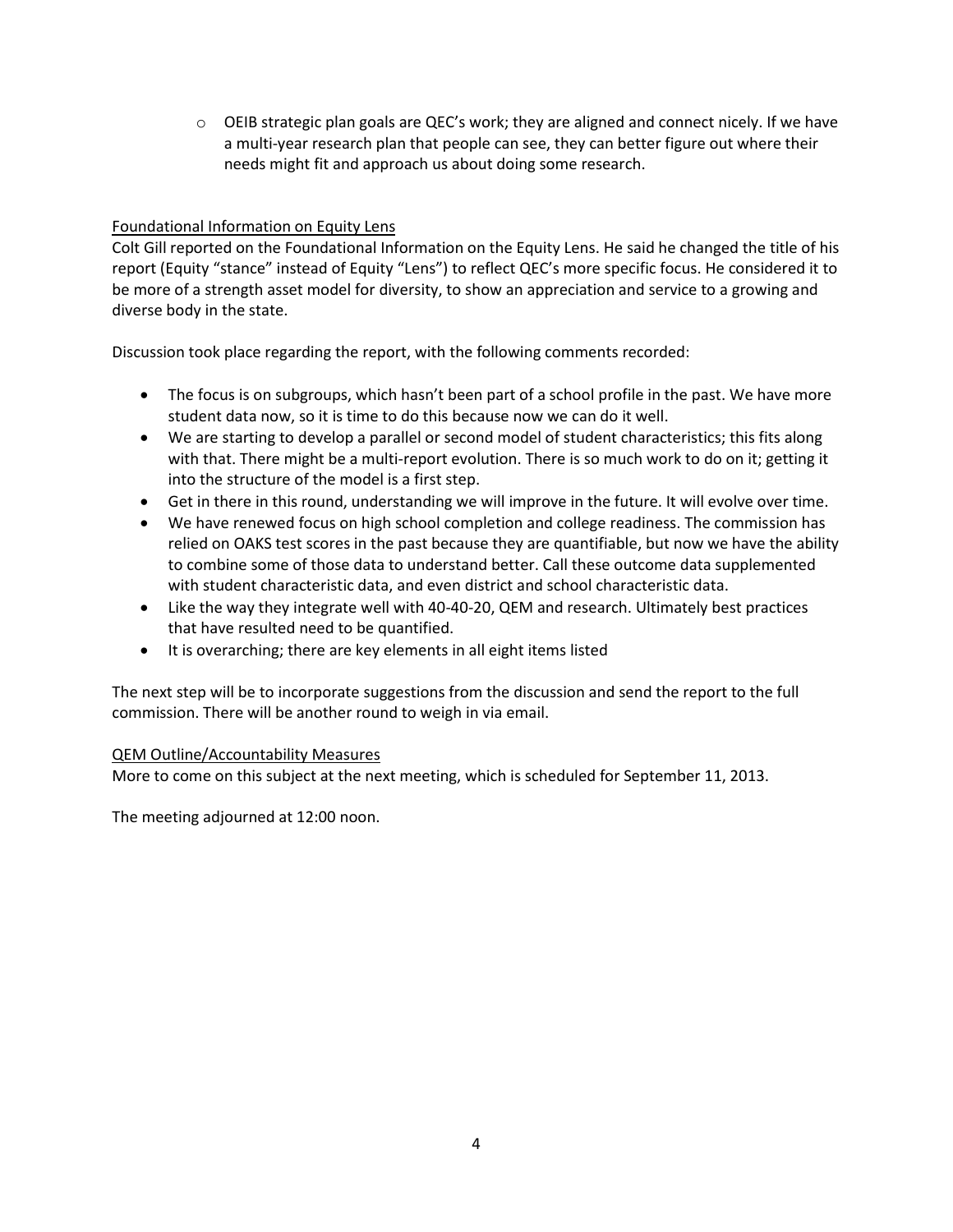- OEIB strategic plan goals are QEC's work; they are aligned and connect nicely. If we have a multi-year research plan that people can see, they can better figure out where their needs might fit and approach us about doing some research.

Foundational Information on Equity Lens

Colt Gill reported on the Foundational Information on the Equity Lens. He said he changed the title of his report (Equity "stance" instead of Equity "Lens") to reflect QEC's more specific focus. He considered it to be more of a strength asset model for diversity, to show an appreciation and service to a growing and diverse body in the state.

Discussion took place regarding the report, with the following comments recorded:

- The focus is on subgroups, which hasn't been part of a school profile in the past. We have more student data now, so it is time to do this because now we can do it well.
- We are starting to develop a parallel or second model of student characteristics; this fits along with that. There might be a multi-report evolution. There is so much work to do on it; getting it into the structure of the model is a first step.
- Get in there in this round, understanding we will improve in the future. It will evolve over time.
- We have renewed focus on high school completion and college readiness. The commission has relied on OAKS test scores in the past because they are quantifiable, but now we have the ability to combine some of those data to understand better. Call these outcome data supplemented with student characteristic data, and even district and school characteristic data.
- Like the way they integrate well with 40-40-20, QEM and research. Ultimately best practices that have resulted need to be quantified.
- It is overarching; there are key elements in all eight items listed

The next step will be to incorporate suggestions from the discussion and send the report to the full commission. There will be another round to weigh in via email.

QEM Outline/Accountability Measures

More to come on this subject at the next meeting, which is scheduled for September 11, 2013.

The meeting adjourned at 12:00 noon.